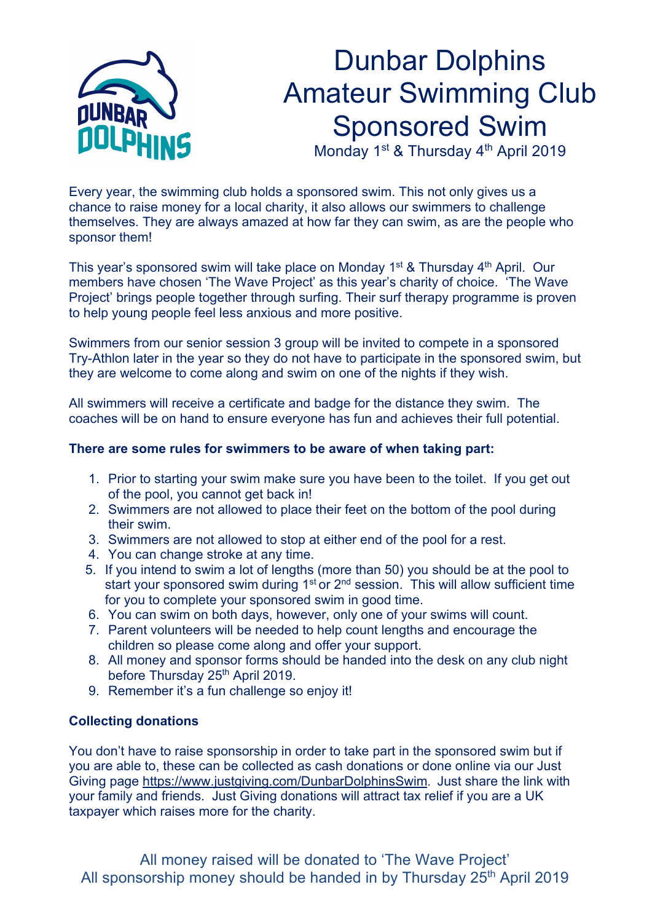# Dunbar Dolphins Amateur Swimming Club Sponsored Swim

Monday 1st & Thursday 4th April 2019

Every year, the swimming club holds a sponsored swim. This not only gives us a chance to raise money for a local charity, it also allows our swimmers to challenge themselves. They are always amazed at how far they can swim, as are the people who sponsor them!

This year's sponsored swim will take place on Monday 1st & Thursday 4th April. Our members have chosen 'The Wave Project' as this year's charity of choice. 'The Wave Project' brings people together through surfing. Their surf therapy programme is proven to help young people feel less anxious and more positive.

Swimmers from our senior session 3 group will be invited to compete in a sponsored Try-Athlon later in the year so they do not have to participate in the sponsored swim, but they are welcome to come along and swim on one of the nights if they wish.

All swimmers will receive a certificate and badge for the distance they swim. The coaches will be on hand to ensure everyone has fun and achieves their full potential.

**There are some rules for swimmers to be aware of when taking part:**

1. Prior to starting your swim make sure you have been to the toilet. If you get out of the pool, you cannot get back in!
2. Swimmers are not allowed to place their feet on the bottom of the pool during their swim.
3. Swimmers are not allowed to stop at either end of the pool for a rest.
4. You can change stroke at any time.
5. If you intend to swim a lot of lengths (more than 50) you should be at the pool to start your sponsored swim during 1st or 2nd session. This will allow sufficient time for you to complete your sponsored swim in good time.
6. You can swim on both days, however, only one of your swims will count.
7. Parent volunteers will be needed to help count lengths and encourage the children so please come along and offer your support.
8. All money and sponsor forms should be handed into the desk on any club night before Thursday 25th April 2019.
9. Remember it's a fun challenge so enjoy it!

**Collecting donations**

You don't have to raise sponsorship in order to take part in the sponsored swim but if you are able to, these can be collected as cash donations or done online via our Just Giving page https://www.justgiving.com/DunbarDolphinsSwim. Just share the link with your family and friends. Just Giving donations will attract tax relief if you are a UK taxpayer which raises more for the charity.

All money raised will be donated to 'The Wave Project'
All sponsorship money should be handed in by Thursday 25th April 2019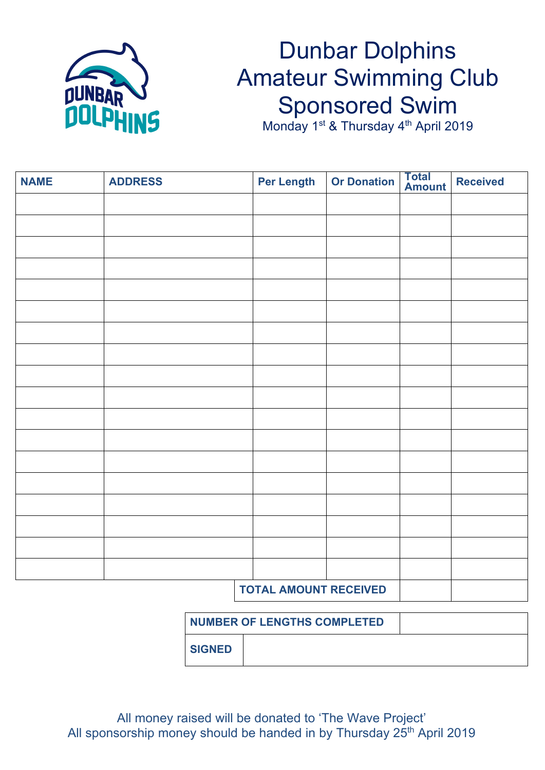# Dunbar Dolphins Amateur Swimming Club Sponsored Swim

Monday 1st & Thursday 4th April 2019

| NAME | ADDRESS | Per Length | Or Donation | Total Amount | Received |
|---|---|---|---|---|---|
| | | | | | |
| | | | | | |
| | | | | | |
| | | | | | |
| | | | | | |
| | | | | | |
| | | | | | |
| | | | | | |
| | | | | | |
| | | | | | |
| | | | | | |
| | | | | | |
| | | | | | |
| | | | | | |
| | | | | | |
| | | | | | |
| | | | | | |
| | | | | | |
| | | TOTAL AMOUNT RECEIVED | | | |

| NUMBER OF LENGTHS COMPLETED | |
|---|---|
| SIGNED | |

All money raised will be donated to 'The Wave Project'
All sponsorship money should be handed in by Thursday 25th April 2019